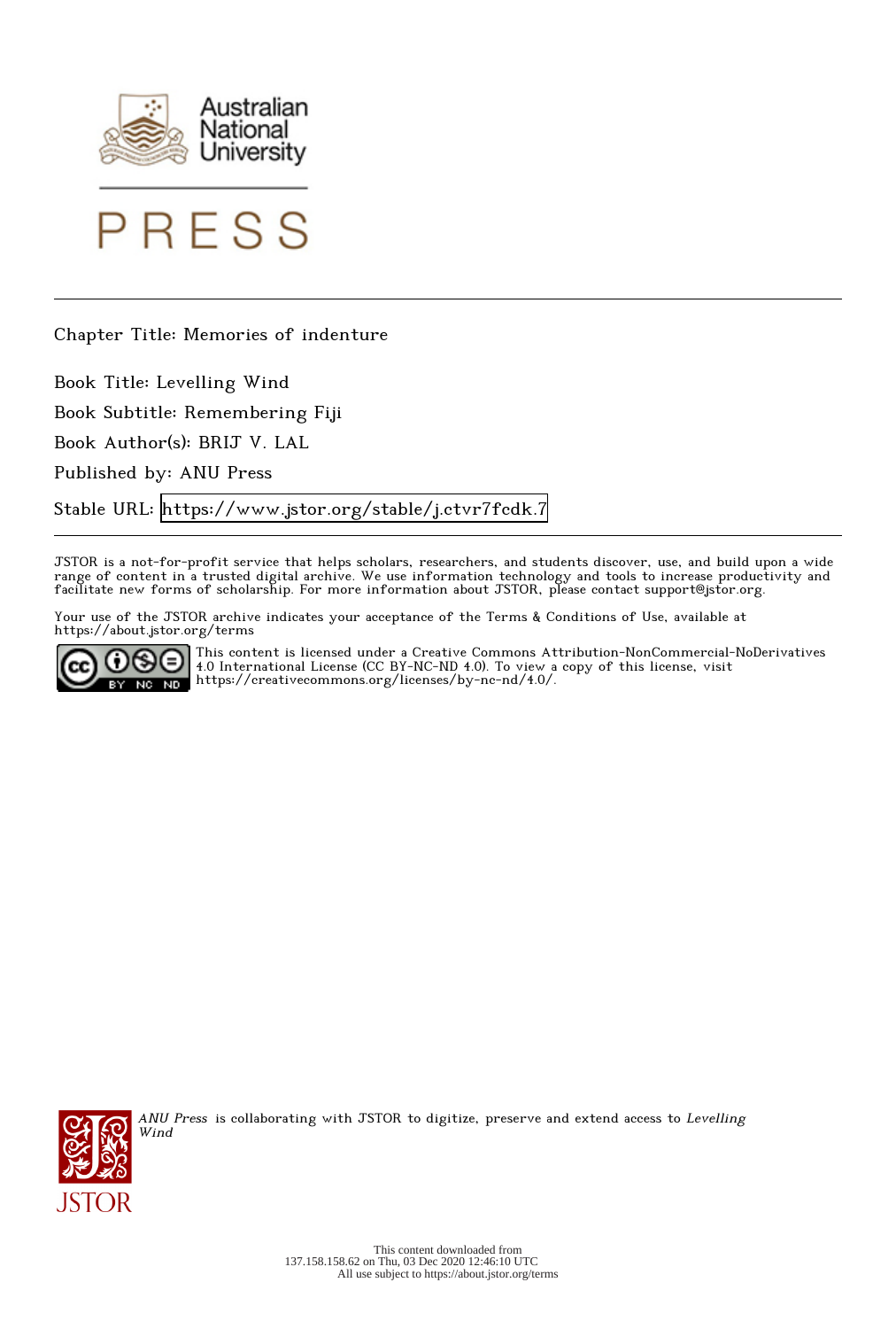Australian National University

PRESS

Chapter Title: Memories of indenture

Book Title: Levelling Wind

Book Subtitle: Remembering Fiji

Book Author(s): BRIJ V. LAL

Published by: ANU Press

Stable URL: https://www.jstor.org/stable/j.ctvr7fcdk.7

JSTOR is a not-for-profit service that helps scholars, researchers, and students discover, use, and build upon a wide range of content in a trusted digital archive. We use information technology and tools to increase productivity and facilitate new forms of scholarship. For more information about JSTOR, please contact support@jstor.org.

Your use of the JSTOR archive indicates your acceptance of the Terms & Conditions of Use, available at https://about.jstor.org/terms

This content is licensed under a Creative Commons Attribution-NonCommercial-NoDerivatives 4.0 International License (CC BY-NC-ND 4.0). To view a copy of this license, visit https://creativecommons.org/licenses/by-nc-nd/4.0/.

*ANU Press* is collaborating with JSTOR to digitize, preserve and extend access to *Levelling Wind*

This content downloaded from 137.158.158.62 on Thu, 03 Dec 2020 12:46:10 UTC
All use subject to https://about.jstor.org/terms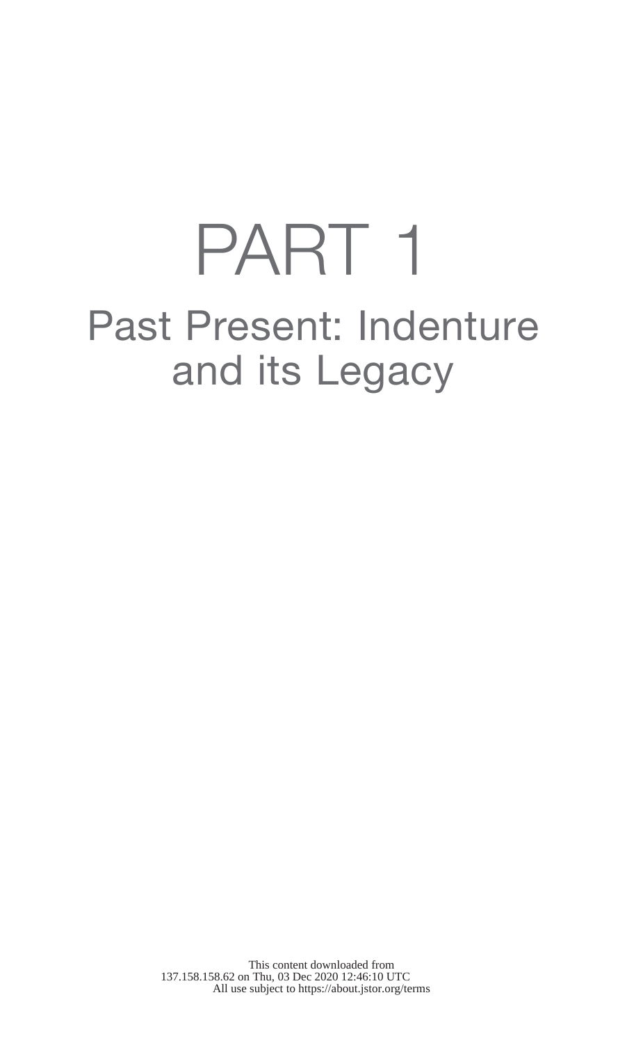# PART 1

## Past Present: Indenture and its Legacy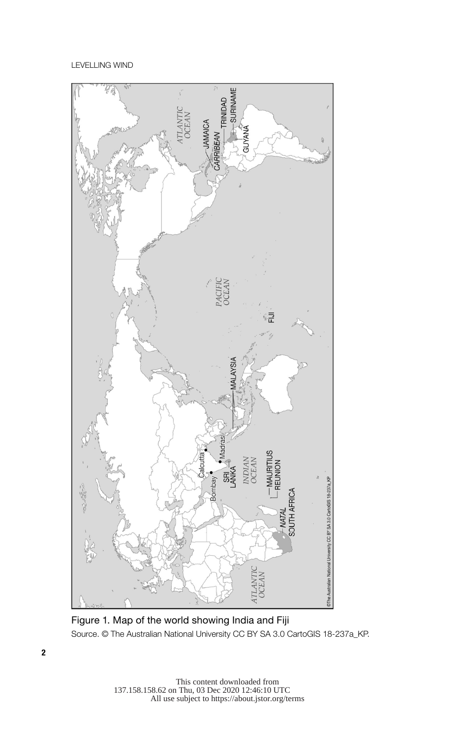Figure 1. Map of the world showing India and Fiji

Source. © The Australian National University CC BY SA 3.0 CartoGIS 18-237a_KP.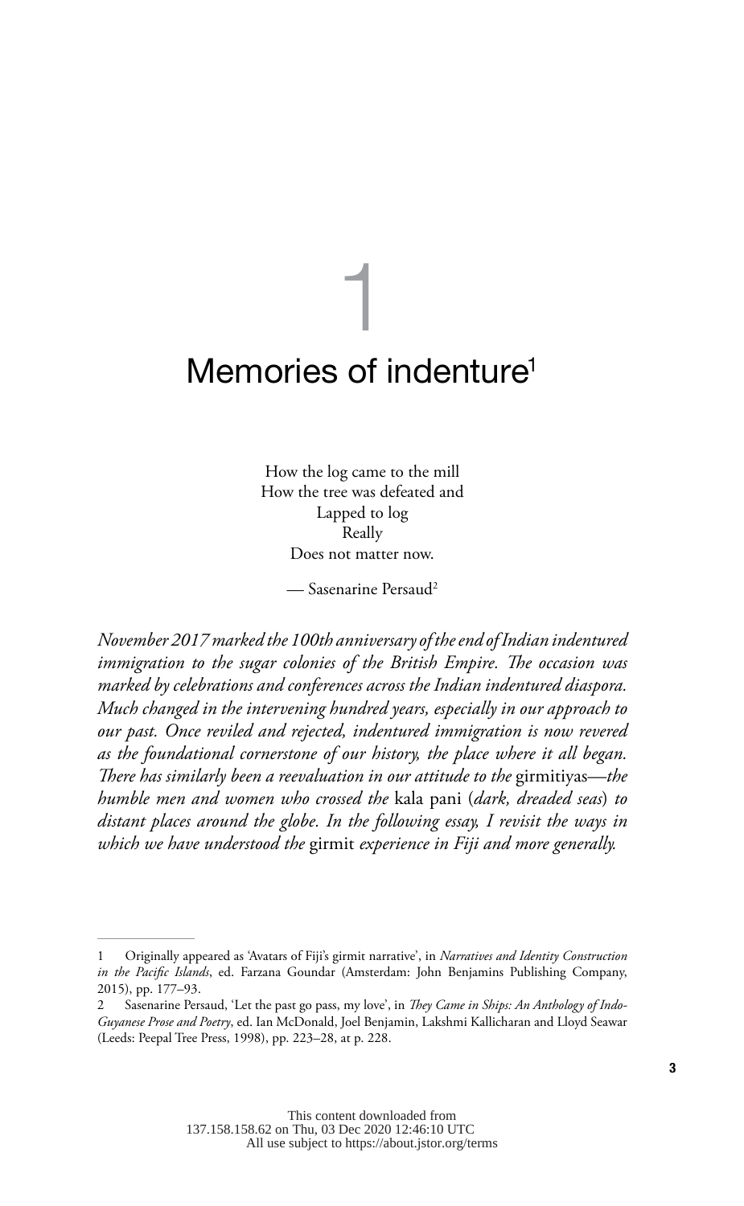# 1

# Memories of indenture[1]

How the log came to the mill
How the tree was defeated and
Lapped to log
Really
Does not matter now.

— Sasenarine Persaud[2]

*November 2017 marked the 100th anniversary of the end of Indian indentured immigration to the sugar colonies of the British Empire. The occasion was marked by celebrations and conferences across the Indian indentured diaspora. Much changed in the intervening hundred years, especially in our approach to our past. Once reviled and rejected, indentured immigration is now revered as the foundational cornerstone of our history, the place where it all began. There has similarly been a reevaluation in our attitude to the* girmitiyas*—the humble men and women who crossed the* kala pani *(dark, dreaded seas) to distant places around the globe. In the following essay, I revisit the ways in which we have understood the* girmit *experience in Fiji and more generally.*

---

1 Originally appeared as 'Avatars of Fiji's girmit narrative', in *Narratives and Identity Construction in the Pacific Islands*, ed. Farzana Goundar (Amsterdam: John Benjamins Publishing Company, 2015), pp. 177–93.

2 Sasenarine Persaud, 'Let the past go pass, my love', in *They Came in Ships: An Anthology of Indo-Guyanese Prose and Poetry*, ed. Ian McDonald, Joel Benjamin, Lakshmi Kallicharan and Lloyd Seawar (Leeds: Peepal Tree Press, 1998), pp. 223–28, at p. 228.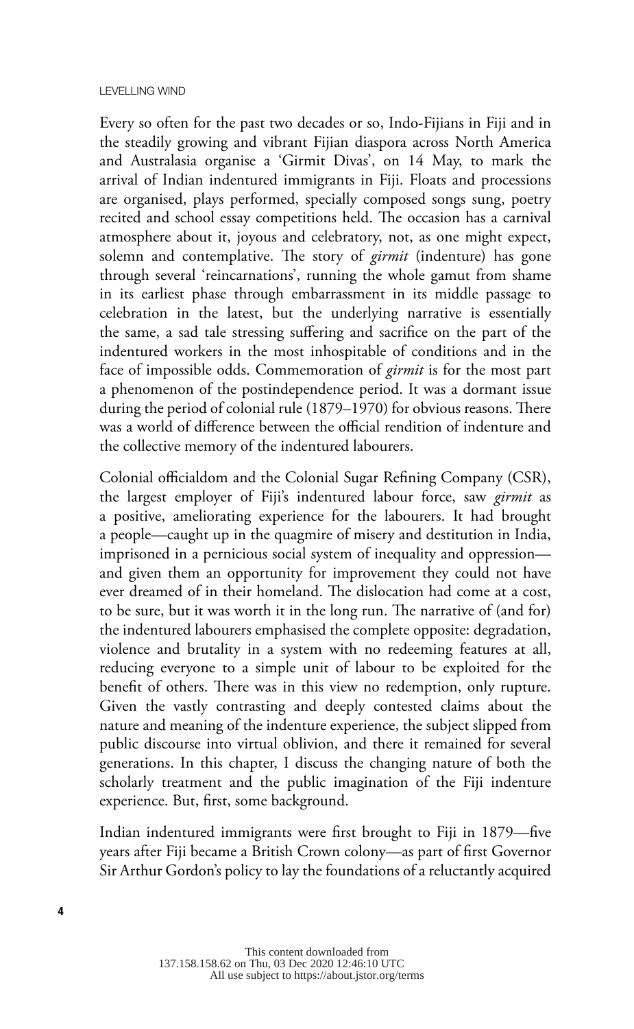Every so often for the past two decades or so, Indo-Fijians in Fiji and in the steadily growing and vibrant Fijian diaspora across North America and Australasia organise a 'Girmit Divas', on 14 May, to mark the arrival of Indian indentured immigrants in Fiji. Floats and processions are organised, plays performed, specially composed songs sung, poetry recited and school essay competitions held. The occasion has a carnival atmosphere about it, joyous and celebratory, not, as one might expect, solemn and contemplative. The story of *girmit* (indenture) has gone through several 'reincarnations', running the whole gamut from shame in its earliest phase through embarrassment in its middle passage to celebration in the latest, but the underlying narrative is essentially the same, a sad tale stressing suffering and sacrifice on the part of the indentured workers in the most inhospitable of conditions and in the face of impossible odds. Commemoration of *girmit* is for the most part a phenomenon of the postindependence period. It was a dormant issue during the period of colonial rule (1879–1970) for obvious reasons. There was a world of difference between the official rendition of indenture and the collective memory of the indentured labourers.

Colonial officialdom and the Colonial Sugar Refining Company (CSR), the largest employer of Fiji's indentured labour force, saw *girmit* as a positive, ameliorating experience for the labourers. It had brought a people—caught up in the quagmire of misery and destitution in India, imprisoned in a pernicious social system of inequality and oppression—and given them an opportunity for improvement they could not have ever dreamed of in their homeland. The dislocation had come at a cost, to be sure, but it was worth it in the long run. The narrative of (and for) the indentured labourers emphasised the complete opposite: degradation, violence and brutality in a system with no redeeming features at all, reducing everyone to a simple unit of labour to be exploited for the benefit of others. There was in this view no redemption, only rupture. Given the vastly contrasting and deeply contested claims about the nature and meaning of the indenture experience, the subject slipped from public discourse into virtual oblivion, and there it remained for several generations. In this chapter, I discuss the changing nature of both the scholarly treatment and the public imagination of the Fiji indenture experience. But, first, some background.

Indian indentured immigrants were first brought to Fiji in 1879—five years after Fiji became a British Crown colony—as part of first Governor Sir Arthur Gordon's policy to lay the foundations of a reluctantly acquired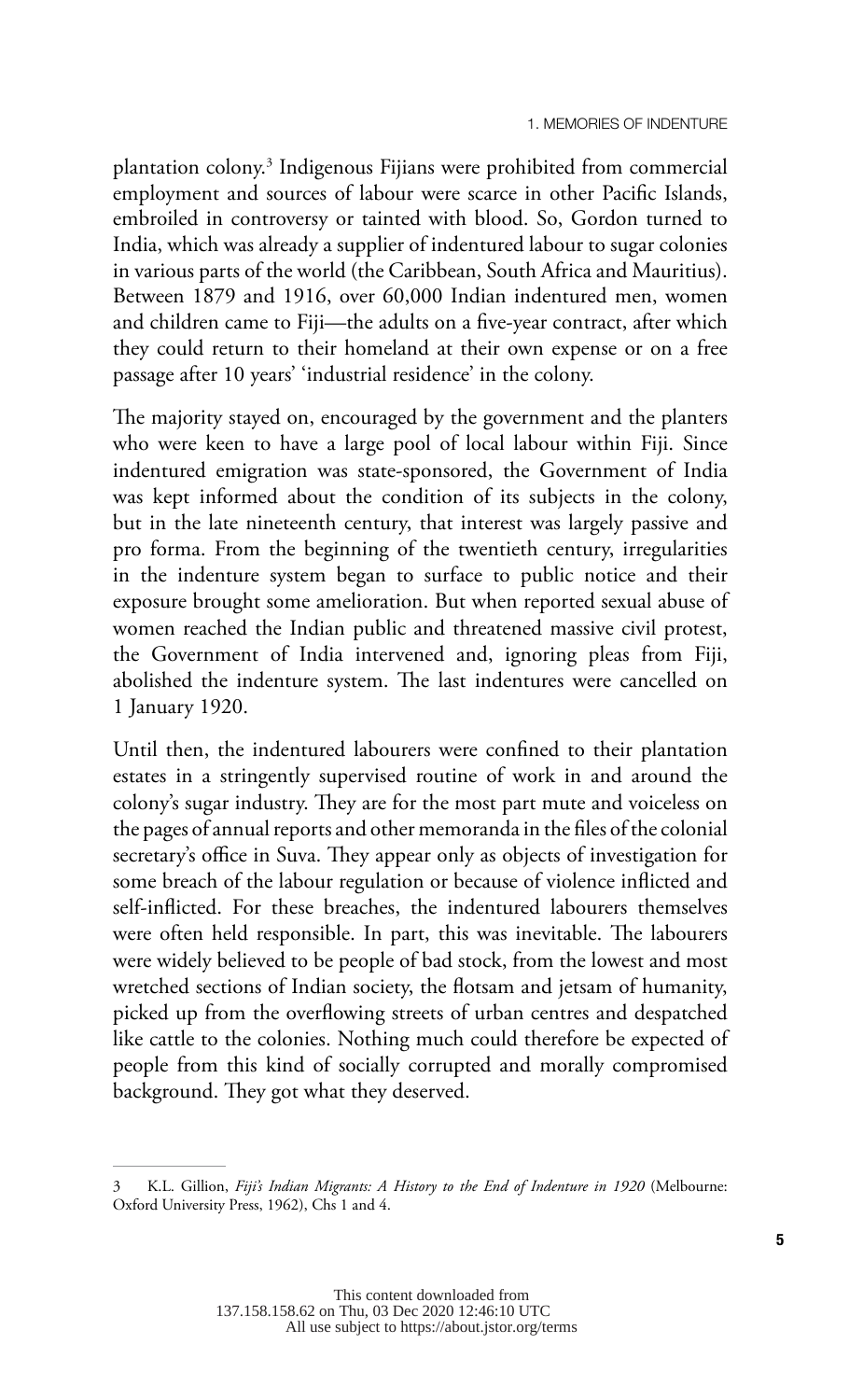plantation colony.[3] Indigenous Fijians were prohibited from commercial employment and sources of labour were scarce in other Pacific Islands, embroiled in controversy or tainted with blood. So, Gordon turned to India, which was already a supplier of indentured labour to sugar colonies in various parts of the world (the Caribbean, South Africa and Mauritius). Between 1879 and 1916, over 60,000 Indian indentured men, women and children came to Fiji—the adults on a five-year contract, after which they could return to their homeland at their own expense or on a free passage after 10 years' 'industrial residence' in the colony.

The majority stayed on, encouraged by the government and the planters who were keen to have a large pool of local labour within Fiji. Since indentured emigration was state-sponsored, the Government of India was kept informed about the condition of its subjects in the colony, but in the late nineteenth century, that interest was largely passive and pro forma. From the beginning of the twentieth century, irregularities in the indenture system began to surface to public notice and their exposure brought some amelioration. But when reported sexual abuse of women reached the Indian public and threatened massive civil protest, the Government of India intervened and, ignoring pleas from Fiji, abolished the indenture system. The last indentures were cancelled on 1 January 1920.

Until then, the indentured labourers were confined to their plantation estates in a stringently supervised routine of work in and around the colony's sugar industry. They are for the most part mute and voiceless on the pages of annual reports and other memoranda in the files of the colonial secretary's office in Suva. They appear only as objects of investigation for some breach of the labour regulation or because of violence inflicted and self-inflicted. For these breaches, the indentured labourers themselves were often held responsible. In part, this was inevitable. The labourers were widely believed to be people of bad stock, from the lowest and most wretched sections of Indian society, the flotsam and jetsam of humanity, picked up from the overflowing streets of urban centres and despatched like cattle to the colonies. Nothing much could therefore be expected of people from this kind of socially corrupted and morally compromised background. They got what they deserved.

---

3 K.L. Gillion, *Fiji's Indian Migrants: A History to the End of Indenture in 1920* (Melbourne: Oxford University Press, 1962), Chs 1 and 4.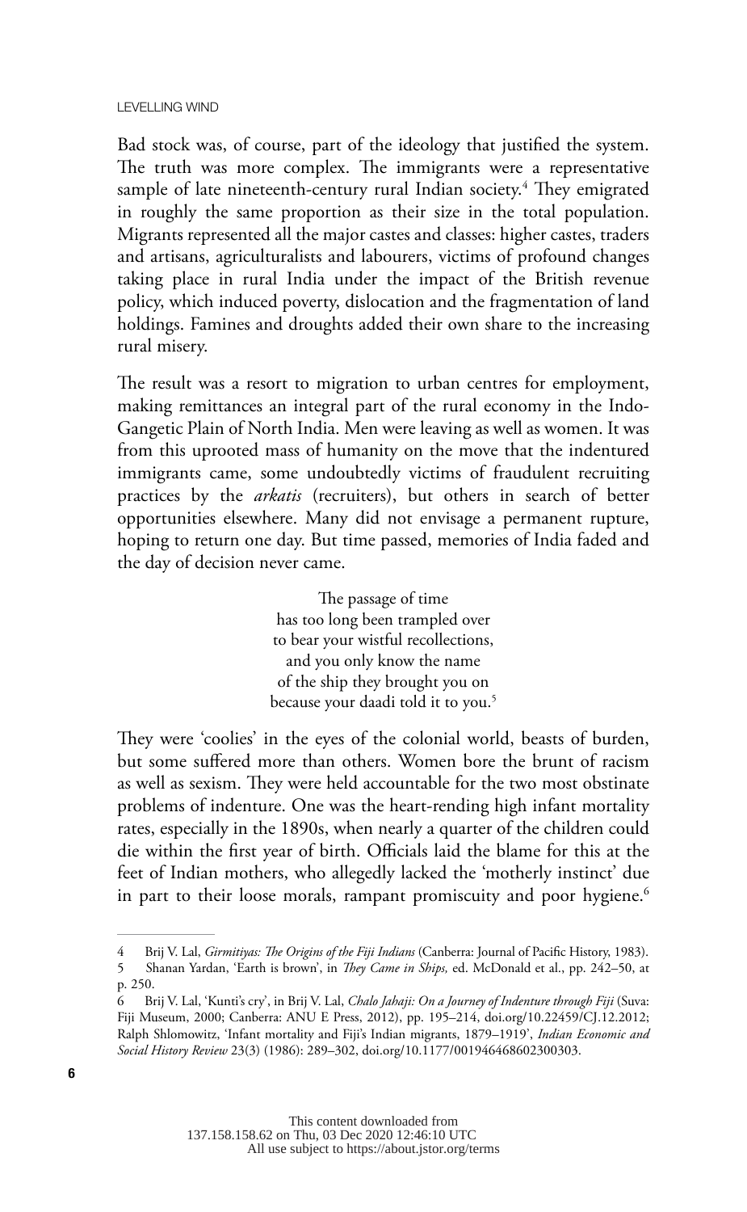Bad stock was, of course, part of the ideology that justified the system. The truth was more complex. The immigrants were a representative sample of late nineteenth-century rural Indian society.[4] They emigrated in roughly the same proportion as their size in the total population. Migrants represented all the major castes and classes: higher castes, traders and artisans, agriculturalists and labourers, victims of profound changes taking place in rural India under the impact of the British revenue policy, which induced poverty, dislocation and the fragmentation of land holdings. Famines and droughts added their own share to the increasing rural misery.

The result was a resort to migration to urban centres for employment, making remittances an integral part of the rural economy in the Indo-Gangetic Plain of North India. Men were leaving as well as women. It was from this uprooted mass of humanity on the move that the indentured immigrants came, some undoubtedly victims of fraudulent recruiting practices by the *arkatis* (recruiters), but others in search of better opportunities elsewhere. Many did not envisage a permanent rupture, hoping to return one day. But time passed, memories of India faded and the day of decision never came.

> The passage of time
> has too long been trampled over
> to bear your wistful recollections,
> and you only know the name
> of the ship they brought you on
> because your daadi told it to you.[5]

They were 'coolies' in the eyes of the colonial world, beasts of burden, but some suffered more than others. Women bore the brunt of racism as well as sexism. They were held accountable for the two most obstinate problems of indenture. One was the heart-rending high infant mortality rates, especially in the 1890s, when nearly a quarter of the children could die within the first year of birth. Officials laid the blame for this at the feet of Indian mothers, who allegedly lacked the 'motherly instinct' due in part to their loose morals, rampant promiscuity and poor hygiene.[6]

---

4 Brij V. Lal, *Girmitiyas: The Origins of the Fiji Indians* (Canberra: Journal of Pacific History, 1983).

5 Shanan Yardan, 'Earth is brown', in *They Came in Ships,* ed. McDonald et al., pp. 242–50, at p. 250.

6 Brij V. Lal, 'Kunti's cry', in Brij V. Lal, *Chalo Jahaji: On a Journey of Indenture through Fiji* (Suva: Fiji Museum, 2000; Canberra: ANU E Press, 2012), pp. 195–214, doi.org/10.22459/CJ.12.2012; Ralph Shlomowitz, 'Infant mortality and Fiji's Indian migrants, 1879–1919', *Indian Economic and Social History Review* 23(3) (1986): 289–302, doi.org/10.1177/001946468602300303.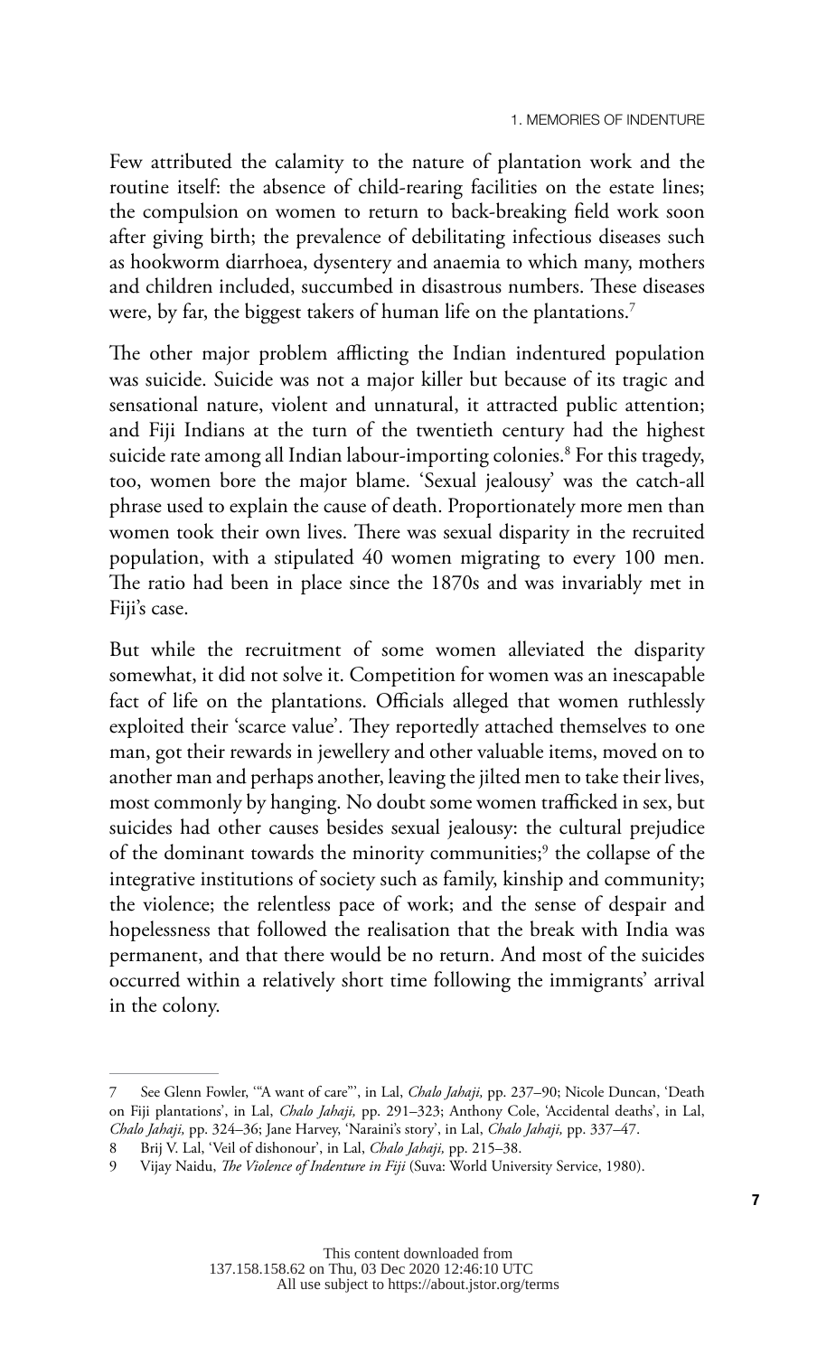Few attributed the calamity to the nature of plantation work and the routine itself: the absence of child-rearing facilities on the estate lines; the compulsion on women to return to back-breaking field work soon after giving birth; the prevalence of debilitating infectious diseases such as hookworm diarrhoea, dysentery and anaemia to which many, mothers and children included, succumbed in disastrous numbers. These diseases were, by far, the biggest takers of human life on the plantations.[7]

The other major problem afflicting the Indian indentured population was suicide. Suicide was not a major killer but because of its tragic and sensational nature, violent and unnatural, it attracted public attention; and Fiji Indians at the turn of the twentieth century had the highest suicide rate among all Indian labour-importing colonies.[8] For this tragedy, too, women bore the major blame. 'Sexual jealousy' was the catch-all phrase used to explain the cause of death. Proportionately more men than women took their own lives. There was sexual disparity in the recruited population, with a stipulated 40 women migrating to every 100 men. The ratio had been in place since the 1870s and was invariably met in Fiji's case.

But while the recruitment of some women alleviated the disparity somewhat, it did not solve it. Competition for women was an inescapable fact of life on the plantations. Officials alleged that women ruthlessly exploited their 'scarce value'. They reportedly attached themselves to one man, got their rewards in jewellery and other valuable items, moved on to another man and perhaps another, leaving the jilted men to take their lives, most commonly by hanging. No doubt some women trafficked in sex, but suicides had other causes besides sexual jealousy: the cultural prejudice of the dominant towards the minority communities;[9] the collapse of the integrative institutions of society such as family, kinship and community; the violence; the relentless pace of work; and the sense of despair and hopelessness that followed the realisation that the break with India was permanent, and that there would be no return. And most of the suicides occurred within a relatively short time following the immigrants' arrival in the colony.

---

7 See Glenn Fowler, '"A want of care"', in Lal, *Chalo Jahaji,* pp. 237–90; Nicole Duncan, 'Death on Fiji plantations', in Lal, *Chalo Jahaji,* pp. 291–323; Anthony Cole, 'Accidental deaths', in Lal, *Chalo Jahaji,* pp. 324–36; Jane Harvey, 'Naraini's story', in Lal, *Chalo Jahaji,* pp. 337–47.

8 Brij V. Lal, 'Veil of dishonour', in Lal, *Chalo Jahaji,* pp. 215–38.

9 Vijay Naidu, *The Violence of Indenture in Fiji* (Suva: World University Service, 1980).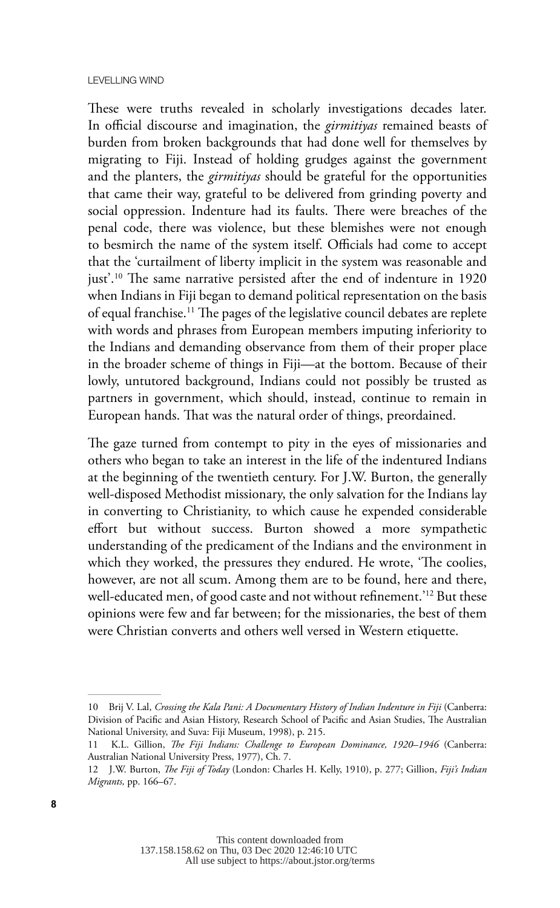These were truths revealed in scholarly investigations decades later. In official discourse and imagination, the *girmitiyas* remained beasts of burden from broken backgrounds that had done well for themselves by migrating to Fiji. Instead of holding grudges against the government and the planters, the *girmitiyas* should be grateful for the opportunities that came their way, grateful to be delivered from grinding poverty and social oppression. Indenture had its faults. There were breaches of the penal code, there was violence, but these blemishes were not enough to besmirch the name of the system itself. Officials had come to accept that the 'curtailment of liberty implicit in the system was reasonable and just'.[10] The same narrative persisted after the end of indenture in 1920 when Indians in Fiji began to demand political representation on the basis of equal franchise.[11] The pages of the legislative council debates are replete with words and phrases from European members imputing inferiority to the Indians and demanding observance from them of their proper place in the broader scheme of things in Fiji—at the bottom. Because of their lowly, untutored background, Indians could not possibly be trusted as partners in government, which should, instead, continue to remain in European hands. That was the natural order of things, preordained.

The gaze turned from contempt to pity in the eyes of missionaries and others who began to take an interest in the life of the indentured Indians at the beginning of the twentieth century. For J.W. Burton, the generally well-disposed Methodist missionary, the only salvation for the Indians lay in converting to Christianity, to which cause he expended considerable effort but without success. Burton showed a more sympathetic understanding of the predicament of the Indians and the environment in which they worked, the pressures they endured. He wrote, 'The coolies, however, are not all scum. Among them are to be found, here and there, well-educated men, of good caste and not without refinement.'[12] But these opinions were few and far between; for the missionaries, the best of them were Christian converts and others well versed in Western etiquette.

---

10 Brij V. Lal, *Crossing the Kala Pani: A Documentary History of Indian Indenture in Fiji* (Canberra: Division of Pacific and Asian History, Research School of Pacific and Asian Studies, The Australian National University, and Suva: Fiji Museum, 1998), p. 215.

11 K.L. Gillion, *The Fiji Indians: Challenge to European Dominance, 1920–1946* (Canberra: Australian National University Press, 1977), Ch. 7.

12 J.W. Burton, *The Fiji of Today* (London: Charles H. Kelly, 1910), p. 277; Gillion, *Fiji's Indian Migrants,* pp. 166–67.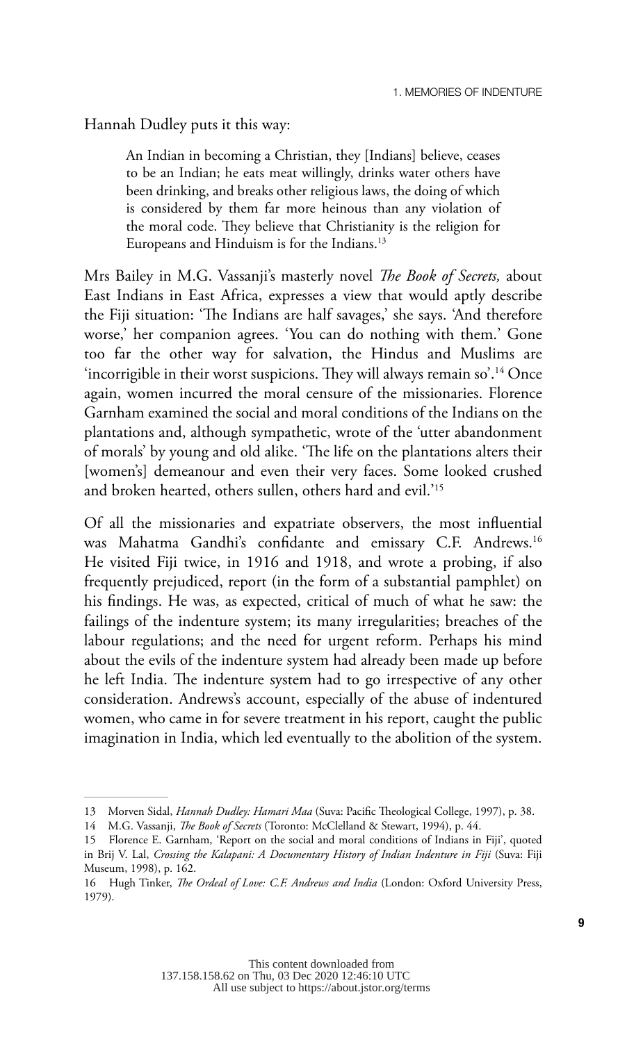Hannah Dudley puts it this way:

> An Indian in becoming a Christian, they [Indians] believe, ceases to be an Indian; he eats meat willingly, drinks water others have been drinking, and breaks other religious laws, the doing of which is considered by them far more heinous than any violation of the moral code. They believe that Christianity is the religion for Europeans and Hinduism is for the Indians.[13]

Mrs Bailey in M.G. Vassanji's masterly novel *The Book of Secrets,* about East Indians in East Africa, expresses a view that would aptly describe the Fiji situation: 'The Indians are half savages,' she says. 'And therefore worse,' her companion agrees. 'You can do nothing with them.' Gone too far the other way for salvation, the Hindus and Muslims are 'incorrigible in their worst suspicions. They will always remain so'.[14] Once again, women incurred the moral censure of the missionaries. Florence Garnham examined the social and moral conditions of the Indians on the plantations and, although sympathetic, wrote of the 'utter abandonment of morals' by young and old alike. 'The life on the plantations alters their [women's] demeanour and even their very faces. Some looked crushed and broken hearted, others sullen, others hard and evil.'[15]

Of all the missionaries and expatriate observers, the most influential was Mahatma Gandhi's confidante and emissary C.F. Andrews.[16] He visited Fiji twice, in 1916 and 1918, and wrote a probing, if also frequently prejudiced, report (in the form of a substantial pamphlet) on his findings. He was, as expected, critical of much of what he saw: the failings of the indenture system; its many irregularities; breaches of the labour regulations; and the need for urgent reform. Perhaps his mind about the evils of the indenture system had already been made up before he left India. The indenture system had to go irrespective of any other consideration. Andrews's account, especially of the abuse of indentured women, who came in for severe treatment in his report, caught the public imagination in India, which led eventually to the abolition of the system.

---

13 Morven Sidal, *Hannah Dudley: Hamari Maa* (Suva: Pacific Theological College, 1997), p. 38.

14 M.G. Vassanji, *The Book of Secrets* (Toronto: McClelland & Stewart, 1994), p. 44.

15 Florence E. Garnham, 'Report on the social and moral conditions of Indians in Fiji', quoted in Brij V. Lal, *Crossing the Kalapani: A Documentary History of Indian Indenture in Fiji* (Suva: Fiji Museum, 1998), p. 162.

16 Hugh Tinker, *The Ordeal of Love: C.F. Andrews and India* (London: Oxford University Press, 1979).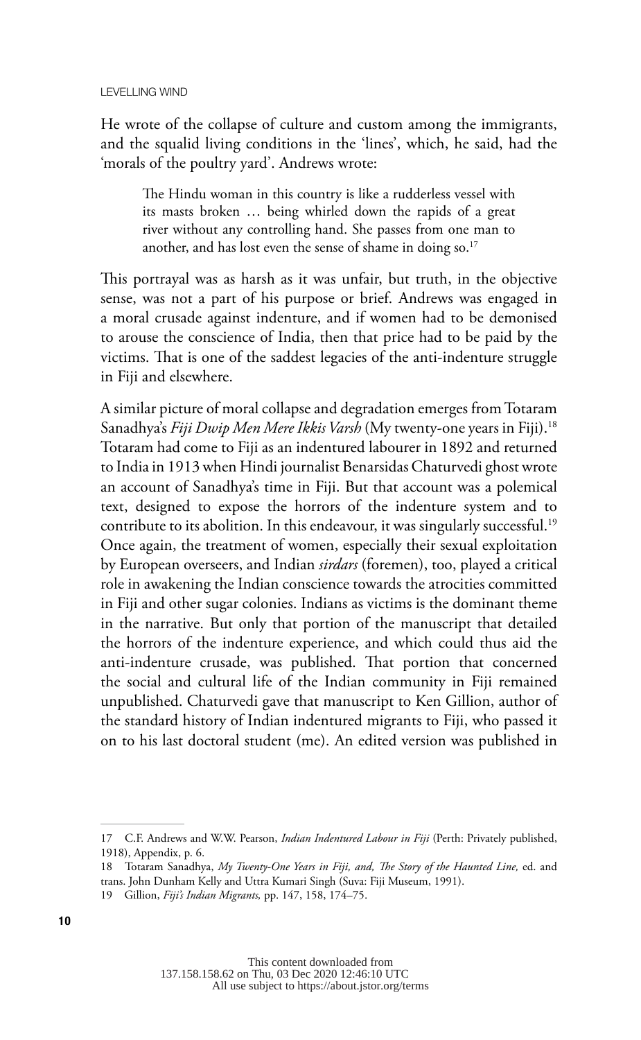He wrote of the collapse of culture and custom among the immigrants, and the squalid living conditions in the 'lines', which, he said, had the 'morals of the poultry yard'. Andrews wrote:

> The Hindu woman in this country is like a rudderless vessel with its masts broken … being whirled down the rapids of a great river without any controlling hand. She passes from one man to another, and has lost even the sense of shame in doing so.[17]

This portrayal was as harsh as it was unfair, but truth, in the objective sense, was not a part of his purpose or brief. Andrews was engaged in a moral crusade against indenture, and if women had to be demonised to arouse the conscience of India, then that price had to be paid by the victims. That is one of the saddest legacies of the anti-indenture struggle in Fiji and elsewhere.

A similar picture of moral collapse and degradation emerges from Totaram Sanadhya's *Fiji Dwip Men Mere Ikkis Varsh* (My twenty-one years in Fiji).[18] Totaram had come to Fiji as an indentured labourer in 1892 and returned to India in 1913 when Hindi journalist Benarsidas Chaturvedi ghost wrote an account of Sanadhya's time in Fiji. But that account was a polemical text, designed to expose the horrors of the indenture system and to contribute to its abolition. In this endeavour, it was singularly successful.[19] Once again, the treatment of women, especially their sexual exploitation by European overseers, and Indian *sirdars* (foremen), too, played a critical role in awakening the Indian conscience towards the atrocities committed in Fiji and other sugar colonies. Indians as victims is the dominant theme in the narrative. But only that portion of the manuscript that detailed the horrors of the indenture experience, and which could thus aid the anti-indenture crusade, was published. That portion that concerned the social and cultural life of the Indian community in Fiji remained unpublished. Chaturvedi gave that manuscript to Ken Gillion, author of the standard history of Indian indentured migrants to Fiji, who passed it on to his last doctoral student (me). An edited version was published in

---

17 C.F. Andrews and W.W. Pearson, *Indian Indentured Labour in Fiji* (Perth: Privately published, 1918), Appendix, p. 6.

18 Totaram Sanadhya, *My Twenty-One Years in Fiji, and, The Story of the Haunted Line,* ed. and trans. John Dunham Kelly and Uttra Kumari Singh (Suva: Fiji Museum, 1991).

19 Gillion, *Fiji's Indian Migrants,* pp. 147, 158, 174–75.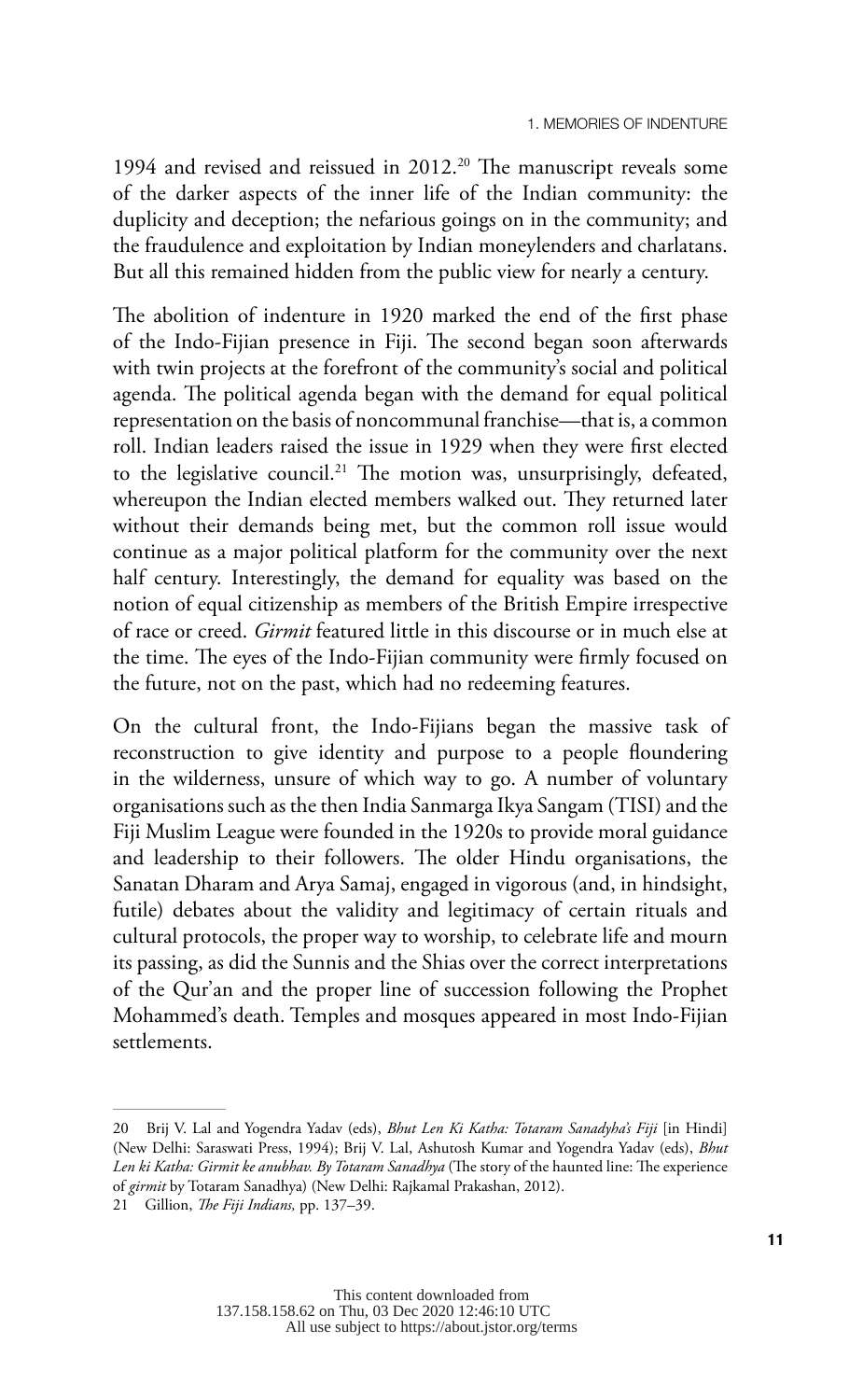1994 and revised and reissued in 2012.[20] The manuscript reveals some of the darker aspects of the inner life of the Indian community: the duplicity and deception; the nefarious goings on in the community; and the fraudulence and exploitation by Indian moneylenders and charlatans. But all this remained hidden from the public view for nearly a century.

The abolition of indenture in 1920 marked the end of the first phase of the Indo-Fijian presence in Fiji. The second began soon afterwards with twin projects at the forefront of the community's social and political agenda. The political agenda began with the demand for equal political representation on the basis of noncommunal franchise—that is, a common roll. Indian leaders raised the issue in 1929 when they were first elected to the legislative council.[21] The motion was, unsurprisingly, defeated, whereupon the Indian elected members walked out. They returned later without their demands being met, but the common roll issue would continue as a major political platform for the community over the next half century. Interestingly, the demand for equality was based on the notion of equal citizenship as members of the British Empire irrespective of race or creed. *Girmit* featured little in this discourse or in much else at the time. The eyes of the Indo-Fijian community were firmly focused on the future, not on the past, which had no redeeming features.

On the cultural front, the Indo-Fijians began the massive task of reconstruction to give identity and purpose to a people floundering in the wilderness, unsure of which way to go. A number of voluntary organisations such as the then India Sanmarga Ikya Sangam (TISI) and the Fiji Muslim League were founded in the 1920s to provide moral guidance and leadership to their followers. The older Hindu organisations, the Sanatan Dharam and Arya Samaj, engaged in vigorous (and, in hindsight, futile) debates about the validity and legitimacy of certain rituals and cultural protocols, the proper way to worship, to celebrate life and mourn its passing, as did the Sunnis and the Shias over the correct interpretations of the Qur'an and the proper line of succession following the Prophet Mohammed's death. Temples and mosques appeared in most Indo-Fijian settlements.

---

20 Brij V. Lal and Yogendra Yadav (eds), *Bhut Len Ki Katha: Totaram Sanadyha's Fiji* [in Hindi] (New Delhi: Saraswati Press, 1994); Brij V. Lal, Ashutosh Kumar and Yogendra Yadav (eds), *Bhut Len ki Katha: Girmit ke anubhav. By Totaram Sanadhya* (The story of the haunted line: The experience of *girmit* by Totaram Sanadhya) (New Delhi: Rajkamal Prakashan, 2012).

21 Gillion, *The Fiji Indians,* pp. 137–39.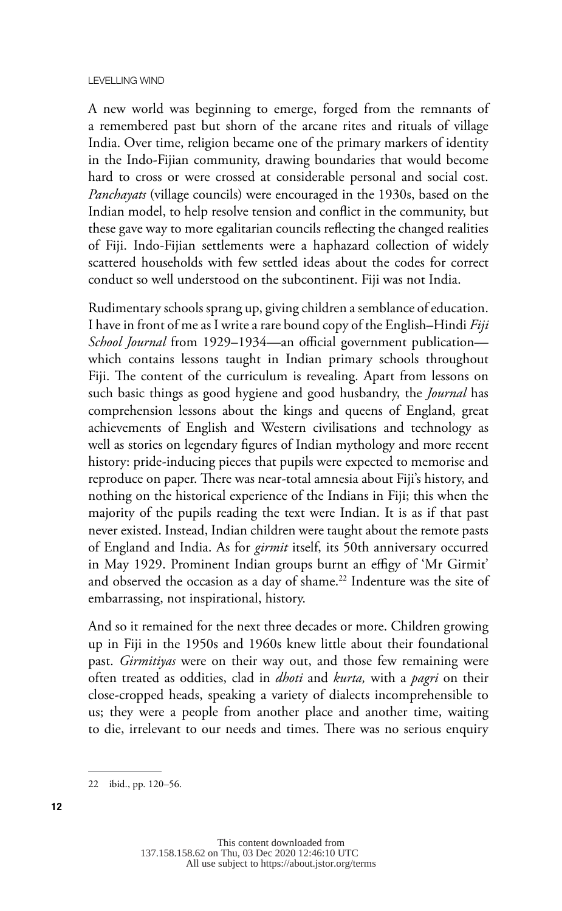A new world was beginning to emerge, forged from the remnants of a remembered past but shorn of the arcane rites and rituals of village India. Over time, religion became one of the primary markers of identity in the Indo-Fijian community, drawing boundaries that would become hard to cross or were crossed at considerable personal and social cost. *Panchayats* (village councils) were encouraged in the 1930s, based on the Indian model, to help resolve tension and conflict in the community, but these gave way to more egalitarian councils reflecting the changed realities of Fiji. Indo-Fijian settlements were a haphazard collection of widely scattered households with few settled ideas about the codes for correct conduct so well understood on the subcontinent. Fiji was not India.

Rudimentary schools sprang up, giving children a semblance of education. I have in front of me as I write a rare bound copy of the English–Hindi *Fiji School Journal* from 1929–1934—an official government publication—which contains lessons taught in Indian primary schools throughout Fiji. The content of the curriculum is revealing. Apart from lessons on such basic things as good hygiene and good husbandry, the *Journal* has comprehension lessons about the kings and queens of England, great achievements of English and Western civilisations and technology as well as stories on legendary figures of Indian mythology and more recent history: pride-inducing pieces that pupils were expected to memorise and reproduce on paper. There was near-total amnesia about Fiji's history, and nothing on the historical experience of the Indians in Fiji; this when the majority of the pupils reading the text were Indian. It is as if that past never existed. Instead, Indian children were taught about the remote pasts of England and India. As for *girmit* itself, its 50th anniversary occurred in May 1929. Prominent Indian groups burnt an effigy of 'Mr Girmit' and observed the occasion as a day of shame.[22] Indenture was the site of embarrassing, not inspirational, history.

And so it remained for the next three decades or more. Children growing up in Fiji in the 1950s and 1960s knew little about their foundational past. *Girmitiyas* were on their way out, and those few remaining were often treated as oddities, clad in *dhoti* and *kurta,* with a *pagri* on their close-cropped heads, speaking a variety of dialects incomprehensible to us; they were a people from another place and another time, waiting to die, irrelevant to our needs and times. There was no serious enquiry

22 ibid., pp. 120–56.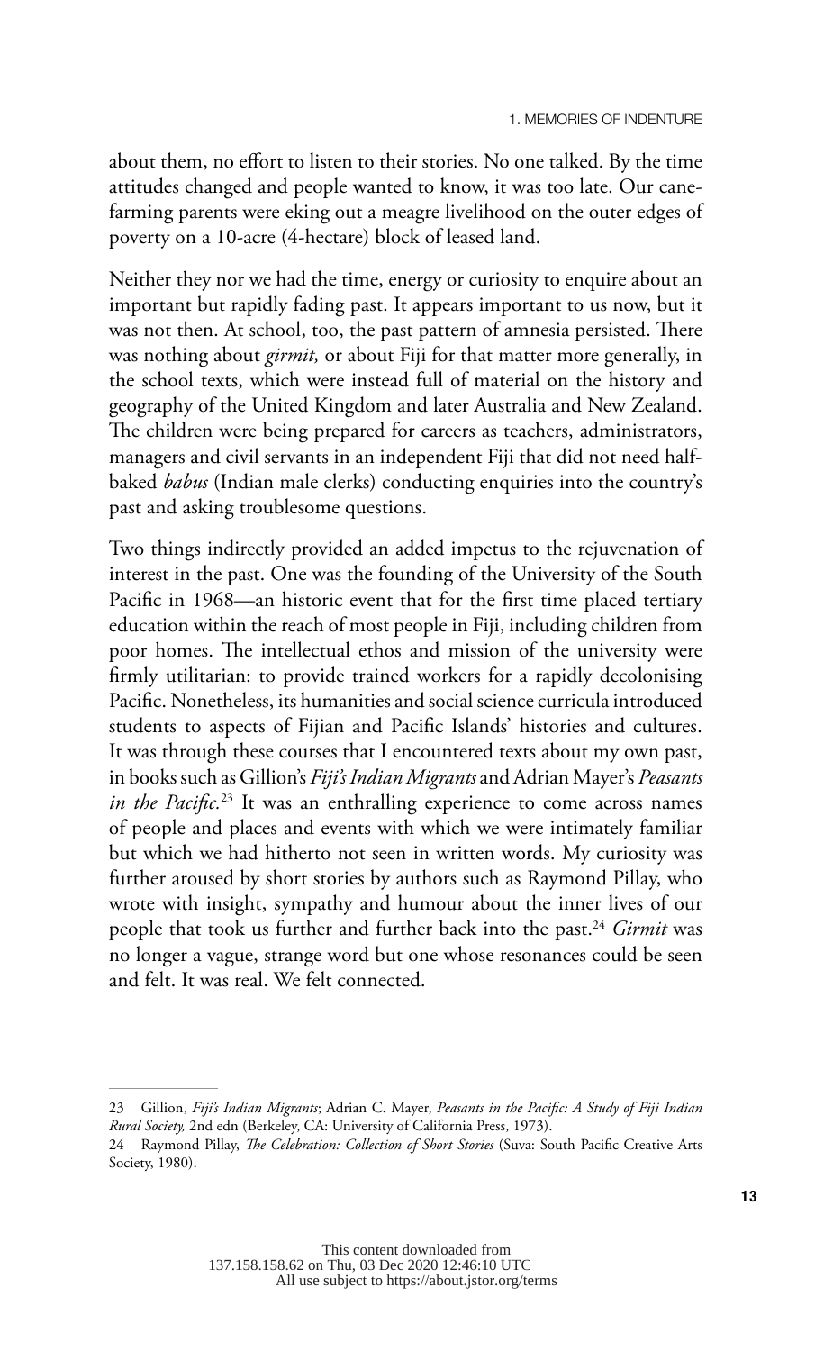about them, no effort to listen to their stories. No one talked. By the time attitudes changed and people wanted to know, it was too late. Our cane-farming parents were eking out a meagre livelihood on the outer edges of poverty on a 10-acre (4-hectare) block of leased land.

Neither they nor we had the time, energy or curiosity to enquire about an important but rapidly fading past. It appears important to us now, but it was not then. At school, too, the past pattern of amnesia persisted. There was nothing about *girmit,* or about Fiji for that matter more generally, in the school texts, which were instead full of material on the history and geography of the United Kingdom and later Australia and New Zealand. The children were being prepared for careers as teachers, administrators, managers and civil servants in an independent Fiji that did not need half-baked *babus* (Indian male clerks) conducting enquiries into the country's past and asking troublesome questions.

Two things indirectly provided an added impetus to the rejuvenation of interest in the past. One was the founding of the University of the South Pacific in 1968—an historic event that for the first time placed tertiary education within the reach of most people in Fiji, including children from poor homes. The intellectual ethos and mission of the university were firmly utilitarian: to provide trained workers for a rapidly decolonising Pacific. Nonetheless, its humanities and social science curricula introduced students to aspects of Fijian and Pacific Islands' histories and cultures. It was through these courses that I encountered texts about my own past, in books such as Gillion's *Fiji's Indian Migrants* and Adrian Mayer's *Peasants in the Pacific*.[23] It was an enthralling experience to come across names of people and places and events with which we were intimately familiar but which we had hitherto not seen in written words. My curiosity was further aroused by short stories by authors such as Raymond Pillay, who wrote with insight, sympathy and humour about the inner lives of our people that took us further and further back into the past.[24] *Girmit* was no longer a vague, strange word but one whose resonances could be seen and felt. It was real. We felt connected.

---

23 Gillion, *Fiji's Indian Migrants*; Adrian C. Mayer, *Peasants in the Pacific: A Study of Fiji Indian Rural Society,* 2nd edn (Berkeley, CA: University of California Press, 1973).

24 Raymond Pillay, *The Celebration: Collection of Short Stories* (Suva: South Pacific Creative Arts Society, 1980).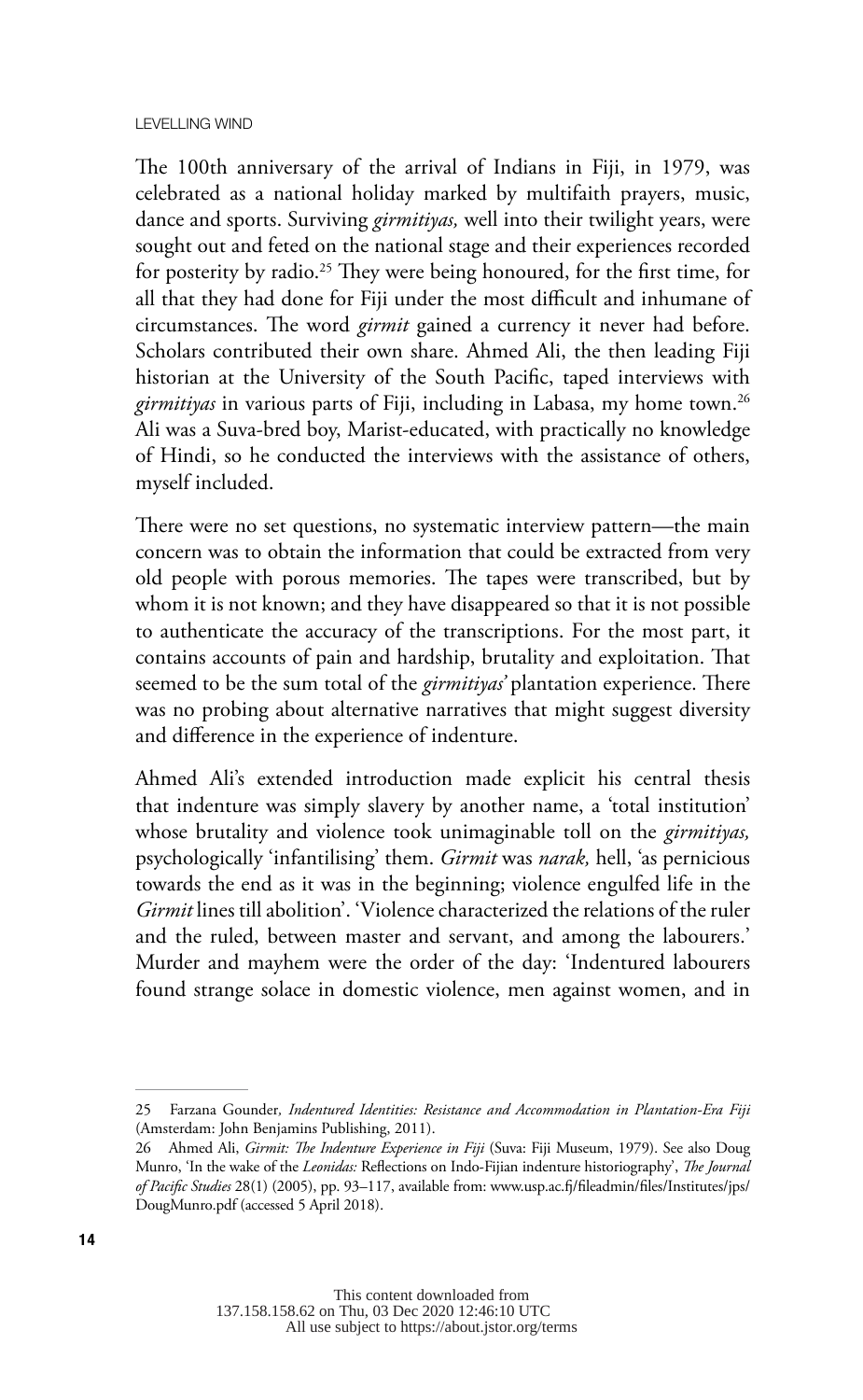The 100th anniversary of the arrival of Indians in Fiji, in 1979, was celebrated as a national holiday marked by multifaith prayers, music, dance and sports. Surviving *girmitiyas,* well into their twilight years, were sought out and feted on the national stage and their experiences recorded for posterity by radio.[25] They were being honoured, for the first time, for all that they had done for Fiji under the most difficult and inhumane of circumstances. The word *girmit* gained a currency it never had before. Scholars contributed their own share. Ahmed Ali, the then leading Fiji historian at the University of the South Pacific, taped interviews with *girmitiyas* in various parts of Fiji, including in Labasa, my home town.[26] Ali was a Suva-bred boy, Marist-educated, with practically no knowledge of Hindi, so he conducted the interviews with the assistance of others, myself included.

There were no set questions, no systematic interview pattern—the main concern was to obtain the information that could be extracted from very old people with porous memories. The tapes were transcribed, but by whom it is not known; and they have disappeared so that it is not possible to authenticate the accuracy of the transcriptions. For the most part, it contains accounts of pain and hardship, brutality and exploitation. That seemed to be the sum total of the *girmitiyas'* plantation experience. There was no probing about alternative narratives that might suggest diversity and difference in the experience of indenture.

Ahmed Ali's extended introduction made explicit his central thesis that indenture was simply slavery by another name, a 'total institution' whose brutality and violence took unimaginable toll on the *girmitiyas,* psychologically 'infantilising' them. *Girmit* was *narak,* hell, 'as pernicious towards the end as it was in the beginning; violence engulfed life in the *Girmit* lines till abolition'. 'Violence characterized the relations of the ruler and the ruled, between master and servant, and among the labourers.' Murder and mayhem were the order of the day: 'Indentured labourers found strange solace in domestic violence, men against women, and in

25 Farzana Gounder, *Indentured Identities: Resistance and Accommodation in Plantation-Era Fiji* (Amsterdam: John Benjamins Publishing, 2011).

26 Ahmed Ali, *Girmit: The Indenture Experience in Fiji* (Suva: Fiji Museum, 1979). See also Doug Munro, 'In the wake of the *Leonidas:* Reflections on Indo-Fijian indenture historiography', *The Journal of Pacific Studies* 28(1) (2005), pp. 93–117, available from: www.usp.ac.fj/fileadmin/files/Institutes/jps/DougMunro.pdf (accessed 5 April 2018).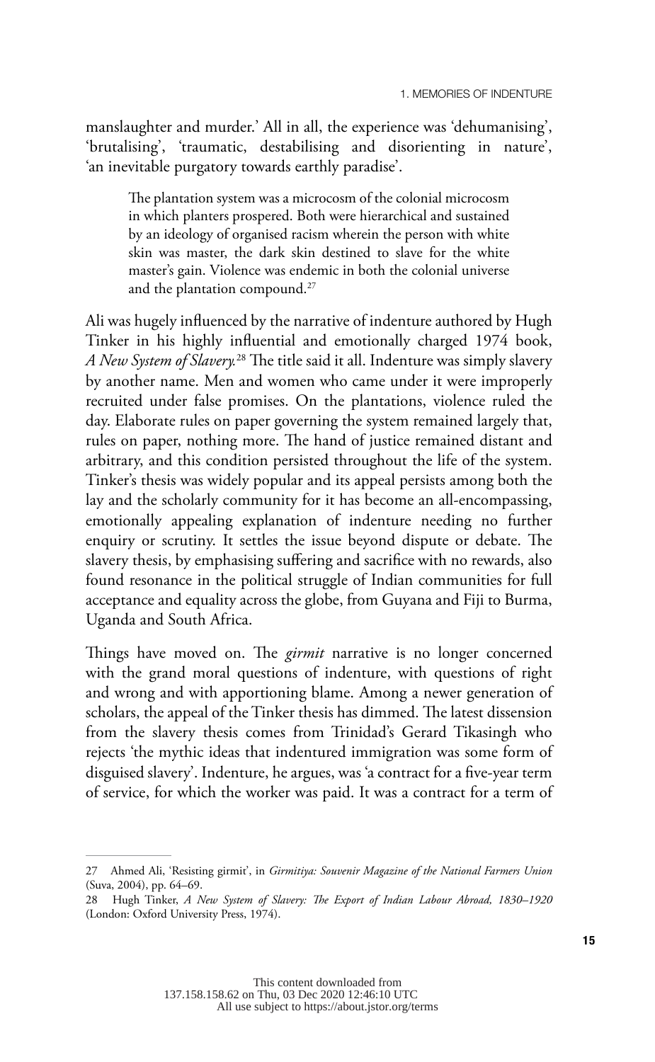manslaughter and murder.' All in all, the experience was 'dehumanising', 'brutalising', 'traumatic, destabilising and disorienting in nature', 'an inevitable purgatory towards earthly paradise'.

> The plantation system was a microcosm of the colonial microcosm in which planters prospered. Both were hierarchical and sustained by an ideology of organised racism wherein the person with white skin was master, the dark skin destined to slave for the white master's gain. Violence was endemic in both the colonial universe and the plantation compound.[27]

Ali was hugely influenced by the narrative of indenture authored by Hugh Tinker in his highly influential and emotionally charged 1974 book, *A New System of Slavery.*[28] The title said it all. Indenture was simply slavery by another name. Men and women who came under it were improperly recruited under false promises. On the plantations, violence ruled the day. Elaborate rules on paper governing the system remained largely that, rules on paper, nothing more. The hand of justice remained distant and arbitrary, and this condition persisted throughout the life of the system. Tinker's thesis was widely popular and its appeal persists among both the lay and the scholarly community for it has become an all-encompassing, emotionally appealing explanation of indenture needing no further enquiry or scrutiny. It settles the issue beyond dispute or debate. The slavery thesis, by emphasising suffering and sacrifice with no rewards, also found resonance in the political struggle of Indian communities for full acceptance and equality across the globe, from Guyana and Fiji to Burma, Uganda and South Africa.

Things have moved on. The *girmit* narrative is no longer concerned with the grand moral questions of indenture, with questions of right and wrong and with apportioning blame. Among a newer generation of scholars, the appeal of the Tinker thesis has dimmed. The latest dissension from the slavery thesis comes from Trinidad's Gerard Tikasingh who rejects 'the mythic ideas that indentured immigration was some form of disguised slavery'. Indenture, he argues, was 'a contract for a five-year term of service, for which the worker was paid. It was a contract for a term of

---

27 Ahmed Ali, 'Resisting girmit', in *Girmitiya: Souvenir Magazine of the National Farmers Union* (Suva, 2004), pp. 64–69.

28 Hugh Tinker, *A New System of Slavery: The Export of Indian Labour Abroad, 1830–1920* (London: Oxford University Press, 1974).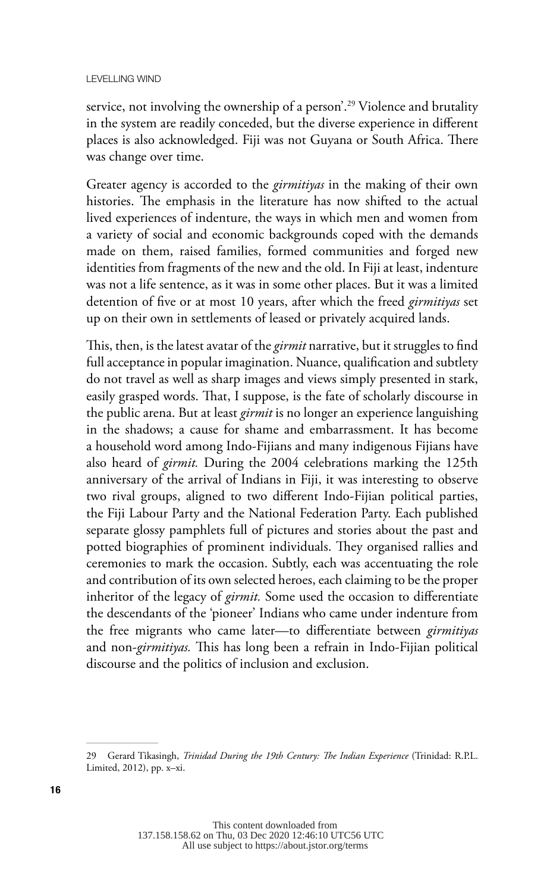service, not involving the ownership of a person'.[29] Violence and brutality in the system are readily conceded, but the diverse experience in different places is also acknowledged. Fiji was not Guyana or South Africa. There was change over time.

Greater agency is accorded to the *girmitiyas* in the making of their own histories. The emphasis in the literature has now shifted to the actual lived experiences of indenture, the ways in which men and women from a variety of social and economic backgrounds coped with the demands made on them, raised families, formed communities and forged new identities from fragments of the new and the old. In Fiji at least, indenture was not a life sentence, as it was in some other places. But it was a limited detention of five or at most 10 years, after which the freed *girmitiyas* set up on their own in settlements of leased or privately acquired lands.

This, then, is the latest avatar of the *girmit* narrative, but it struggles to find full acceptance in popular imagination. Nuance, qualification and subtlety do not travel as well as sharp images and views simply presented in stark, easily grasped words. That, I suppose, is the fate of scholarly discourse in the public arena. But at least *girmit* is no longer an experience languishing in the shadows; a cause for shame and embarrassment. It has become a household word among Indo-Fijians and many indigenous Fijians have also heard of *girmit.* During the 2004 celebrations marking the 125th anniversary of the arrival of Indians in Fiji, it was interesting to observe two rival groups, aligned to two different Indo-Fijian political parties, the Fiji Labour Party and the National Federation Party. Each published separate glossy pamphlets full of pictures and stories about the past and potted biographies of prominent individuals. They organised rallies and ceremonies to mark the occasion. Subtly, each was accentuating the role and contribution of its own selected heroes, each claiming to be the proper inheritor of the legacy of *girmit.* Some used the occasion to differentiate the descendants of the 'pioneer' Indians who came under indenture from the free migrants who came later—to differentiate between *girmitiyas* and non-*girmitiyas.* This has long been a refrain in Indo-Fijian political discourse and the politics of inclusion and exclusion.

---

29 Gerard Tikasingh, *Trinidad During the 19th Century: The Indian Experience* (Trinidad: R.P.L. Limited, 2012), pp. x–xi.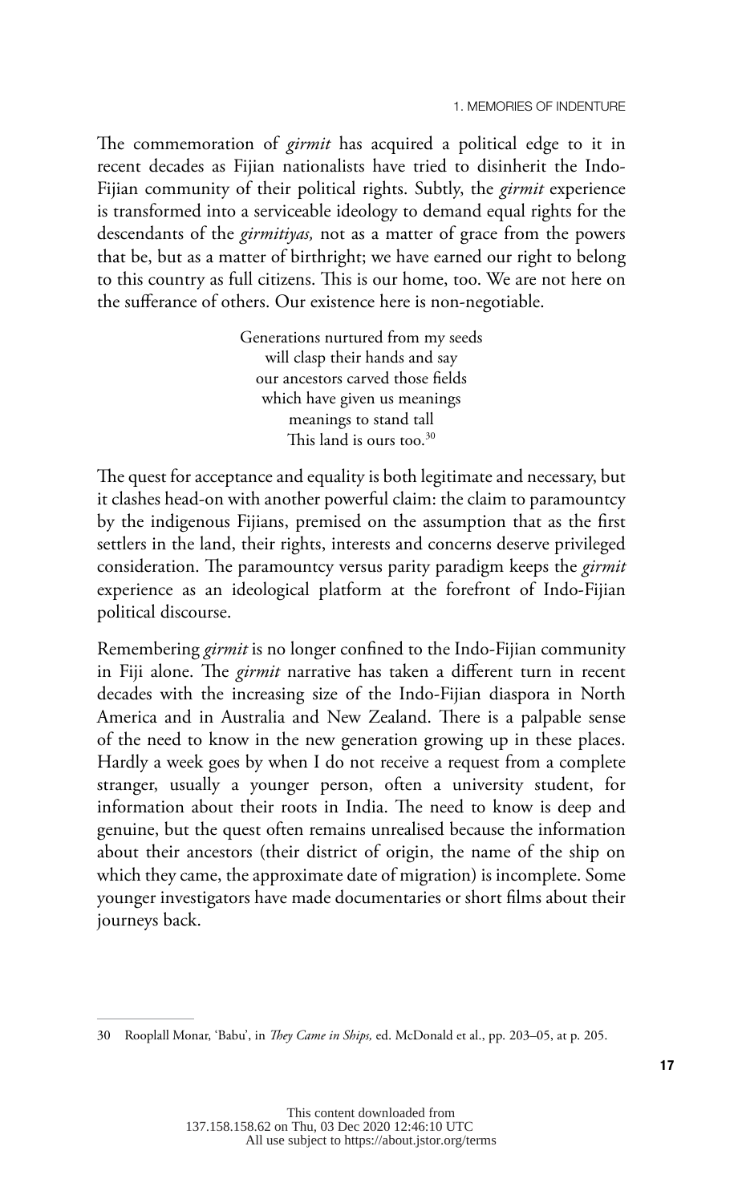The commemoration of *girmit* has acquired a political edge to it in recent decades as Fijian nationalists have tried to disinherit the Indo-Fijian community of their political rights. Subtly, the *girmit* experience is transformed into a serviceable ideology to demand equal rights for the descendants of the *girmitiyas,* not as a matter of grace from the powers that be, but as a matter of birthright; we have earned our right to belong to this country as full citizens. This is our home, too. We are not here on the sufferance of others. Our existence here is non-negotiable.

> Generations nurtured from my seeds
> will clasp their hands and say
> our ancestors carved those fields
> which have given us meanings
> meanings to stand tall
> This land is ours too.[30]

The quest for acceptance and equality is both legitimate and necessary, but it clashes head-on with another powerful claim: the claim to paramountcy by the indigenous Fijians, premised on the assumption that as the first settlers in the land, their rights, interests and concerns deserve privileged consideration. The paramountcy versus parity paradigm keeps the *girmit* experience as an ideological platform at the forefront of Indo-Fijian political discourse.

Remembering *girmit* is no longer confined to the Indo-Fijian community in Fiji alone. The *girmit* narrative has taken a different turn in recent decades with the increasing size of the Indo-Fijian diaspora in North America and in Australia and New Zealand. There is a palpable sense of the need to know in the new generation growing up in these places. Hardly a week goes by when I do not receive a request from a complete stranger, usually a younger person, often a university student, for information about their roots in India. The need to know is deep and genuine, but the quest often remains unrealised because the information about their ancestors (their district of origin, the name of the ship on which they came, the approximate date of migration) is incomplete. Some younger investigators have made documentaries or short films about their journeys back.

---

30 Rooplall Monar, 'Babu', in *They Came in Ships,* ed. McDonald et al., pp. 203–05, at p. 205.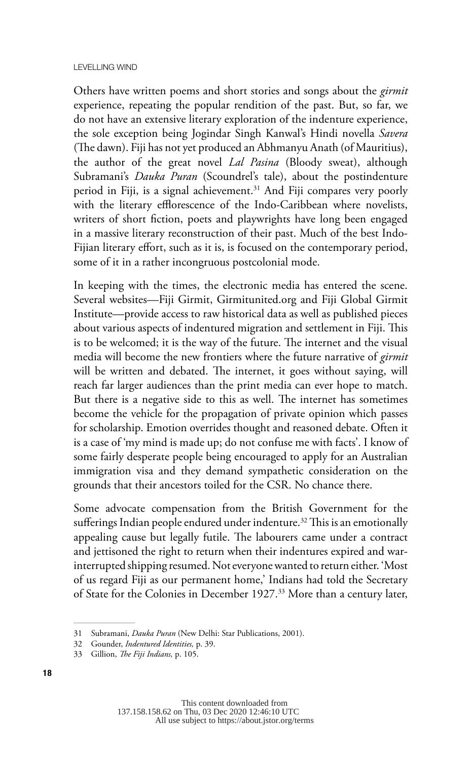Others have written poems and short stories and songs about the *girmit* experience, repeating the popular rendition of the past. But, so far, we do not have an extensive literary exploration of the indenture experience, the sole exception being Jogindar Singh Kanwal's Hindi novella *Savera* (The dawn). Fiji has not yet produced an Abhmanyu Anath (of Mauritius), the author of the great novel *Lal Pasina* (Bloody sweat), although Subramani's *Dauka Puran* (Scoundrel's tale), about the postindenture period in Fiji, is a signal achievement.[31] And Fiji compares very poorly with the literary efflorescence of the Indo-Caribbean where novelists, writers of short fiction, poets and playwrights have long been engaged in a massive literary reconstruction of their past. Much of the best Indo-Fijian literary effort, such as it is, is focused on the contemporary period, some of it in a rather incongruous postcolonial mode.

In keeping with the times, the electronic media has entered the scene. Several websites—Fiji Girmit, Girmitunited.org and Fiji Global Girmit Institute—provide access to raw historical data as well as published pieces about various aspects of indentured migration and settlement in Fiji. This is to be welcomed; it is the way of the future. The internet and the visual media will become the new frontiers where the future narrative of *girmit* will be written and debated. The internet, it goes without saying, will reach far larger audiences than the print media can ever hope to match. But there is a negative side to this as well. The internet has sometimes become the vehicle for the propagation of private opinion which passes for scholarship. Emotion overrides thought and reasoned debate. Often it is a case of 'my mind is made up; do not confuse me with facts'. I know of some fairly desperate people being encouraged to apply for an Australian immigration visa and they demand sympathetic consideration on the grounds that their ancestors toiled for the CSR. No chance there.

Some advocate compensation from the British Government for the sufferings Indian people endured under indenture.[32] This is an emotionally appealing cause but legally futile. The labourers came under a contract and jettisoned the right to return when their indentures expired and war-interrupted shipping resumed. Not everyone wanted to return either. 'Most of us regard Fiji as our permanent home,' Indians had told the Secretary of State for the Colonies in December 1927.[33] More than a century later,

---

31 Subramani, *Dauka Puran* (New Delhi: Star Publications, 2001).

32 Gounder, *Indentured Identities,* p. 39.

33 Gillion, *The Fiji Indians,* p. 105.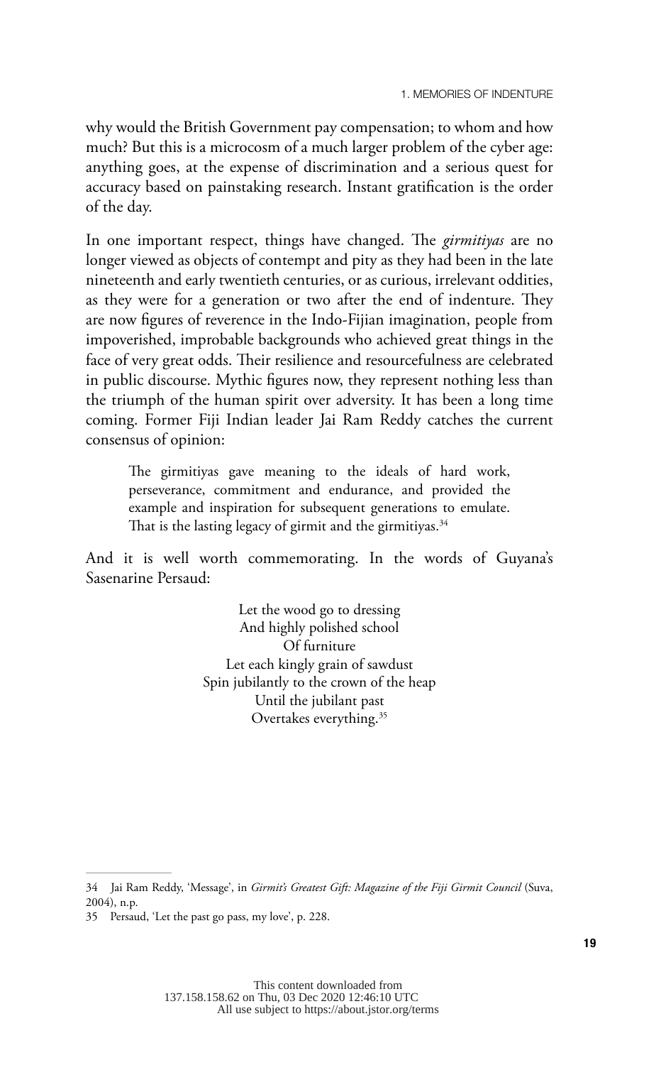why would the British Government pay compensation; to whom and how much? But this is a microcosm of a much larger problem of the cyber age: anything goes, at the expense of discrimination and a serious quest for accuracy based on painstaking research. Instant gratification is the order of the day.

In one important respect, things have changed. The *girmitiyas* are no longer viewed as objects of contempt and pity as they had been in the late nineteenth and early twentieth centuries, or as curious, irrelevant oddities, as they were for a generation or two after the end of indenture. They are now figures of reverence in the Indo-Fijian imagination, people from impoverished, improbable backgrounds who achieved great things in the face of very great odds. Their resilience and resourcefulness are celebrated in public discourse. Mythic figures now, they represent nothing less than the triumph of the human spirit over adversity. It has been a long time coming. Former Fiji Indian leader Jai Ram Reddy catches the current consensus of opinion:

> The girmitiyas gave meaning to the ideals of hard work, perseverance, commitment and endurance, and provided the example and inspiration for subsequent generations to emulate. That is the lasting legacy of girmit and the girmitiyas.[34]

And it is well worth commemorating. In the words of Guyana's Sasenarine Persaud:

> Let the wood go to dressing
> And highly polished school
> Of furniture
> Let each kingly grain of sawdust
> Spin jubilantly to the crown of the heap
> Until the jubilant past
> Overtakes everything.[35]

---

34 Jai Ram Reddy, 'Message', in *Girmit's Greatest Gift: Magazine of the Fiji Girmit Council* (Suva, 2004), n.p.

35 Persaud, 'Let the past go pass, my love', p. 228.